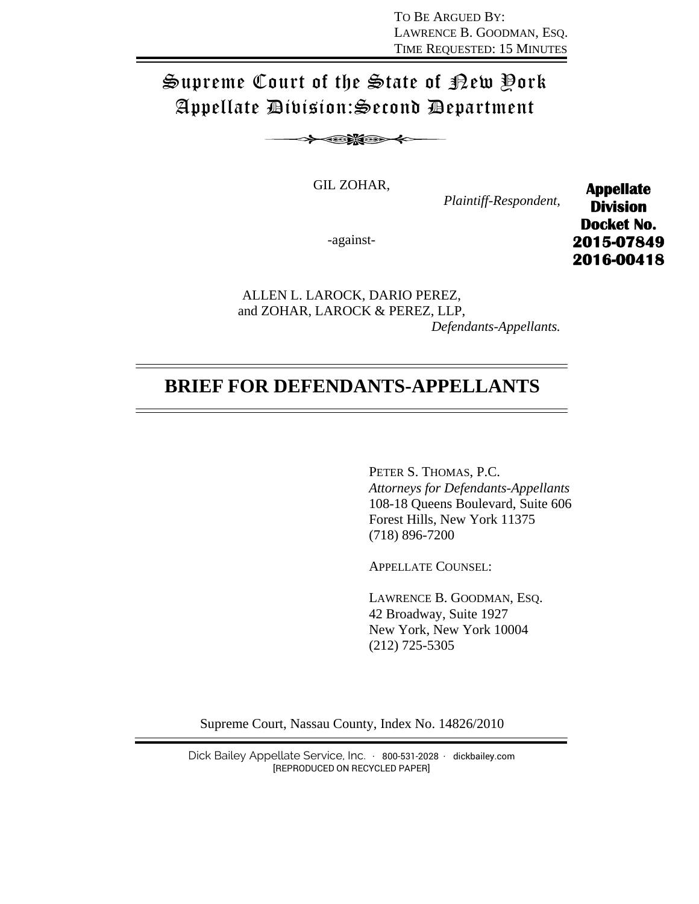TO BE ARGUED BY:
LAWRENCE B. GOODMAN, ESQ.
TIME REQUESTED: 15 MINUTES

# Supreme Court of the State of New York
# Appellate Division: Second Department

GIL ZOHAR,

*Plaintiff-Respondent,*

**Appellate Division Docket No. 2015-07849 2016-00418**

-against-

ALLEN L. LAROCK, DARIO PEREZ, and ZOHAR, LAROCK & PEREZ, LLP,

*Defendants-Appellants.*

## BRIEF FOR DEFENDANTS-APPELLANTS

PETER S. THOMAS, P.C.
*Attorneys for Defendants-Appellants*
108-18 Queens Boulevard, Suite 606
Forest Hills, New York 11375
(718) 896-7200

APPELLATE COUNSEL:

LAWRENCE B. GOODMAN, ESQ.
42 Broadway, Suite 1927
New York, New York 10004
(212) 725-5305

Supreme Court, Nassau County, Index No. 14826/2010

Dick Bailey Appellate Service, Inc. · 800-531-2028 · dickbailey.com
[REPRODUCED ON RECYCLED PAPER]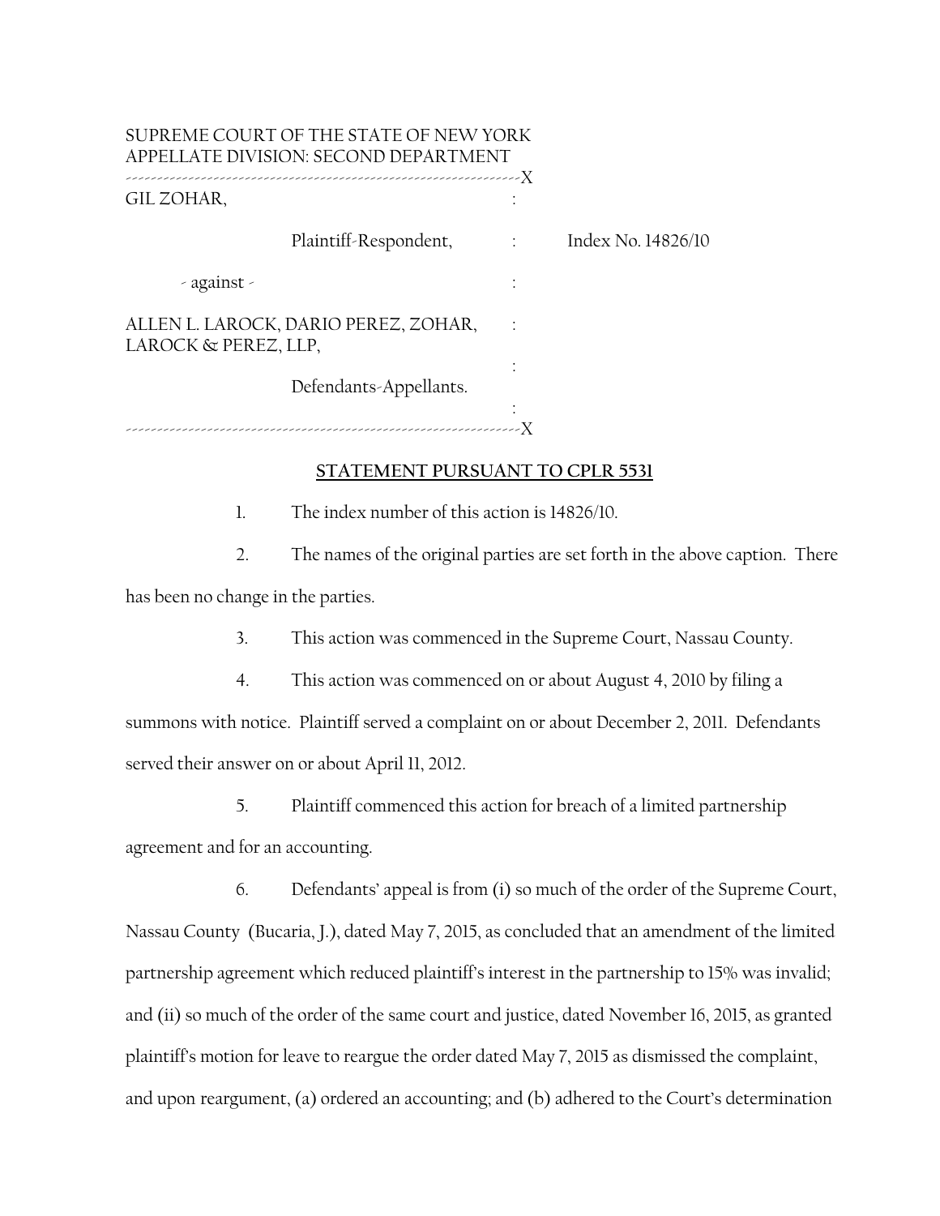SUPREME COURT OF THE STATE OF NEW YORK
APPELLATE DIVISION: SECOND DEPARTMENT

---------------------------------------------------------------X

GIL ZOHAR,

Plaintiff-Respondent,

Index No. 14826/10

- against -

ALLEN L. LAROCK, DARIO PEREZ, ZOHAR, LAROCK & PEREZ, LLP,

Defendants-Appellants.

---------------------------------------------------------------X

**STATEMENT PURSUANT TO CPLR 5531**

1. The index number of this action is 14826/10.

2. The names of the original parties are set forth in the above caption. There has been no change in the parties.

3. This action was commenced in the Supreme Court, Nassau County.

4. This action was commenced on or about August 4, 2010 by filing a summons with notice. Plaintiff served a complaint on or about December 2, 2011. Defendants served their answer on or about April 11, 2012.

5. Plaintiff commenced this action for breach of a limited partnership agreement and for an accounting.

6. Defendants' appeal is from (i) so much of the order of the Supreme Court, Nassau County (Bucaria, J.), dated May 7, 2015, as concluded that an amendment of the limited partnership agreement which reduced plaintiff's interest in the partnership to 15% was invalid; and (ii) so much of the order of the same court and justice, dated November 16, 2015, as granted plaintiff's motion for leave to reargue the order dated May 7, 2015 as dismissed the complaint, and upon reargument, (a) ordered an accounting; and (b) adhered to the Court's determination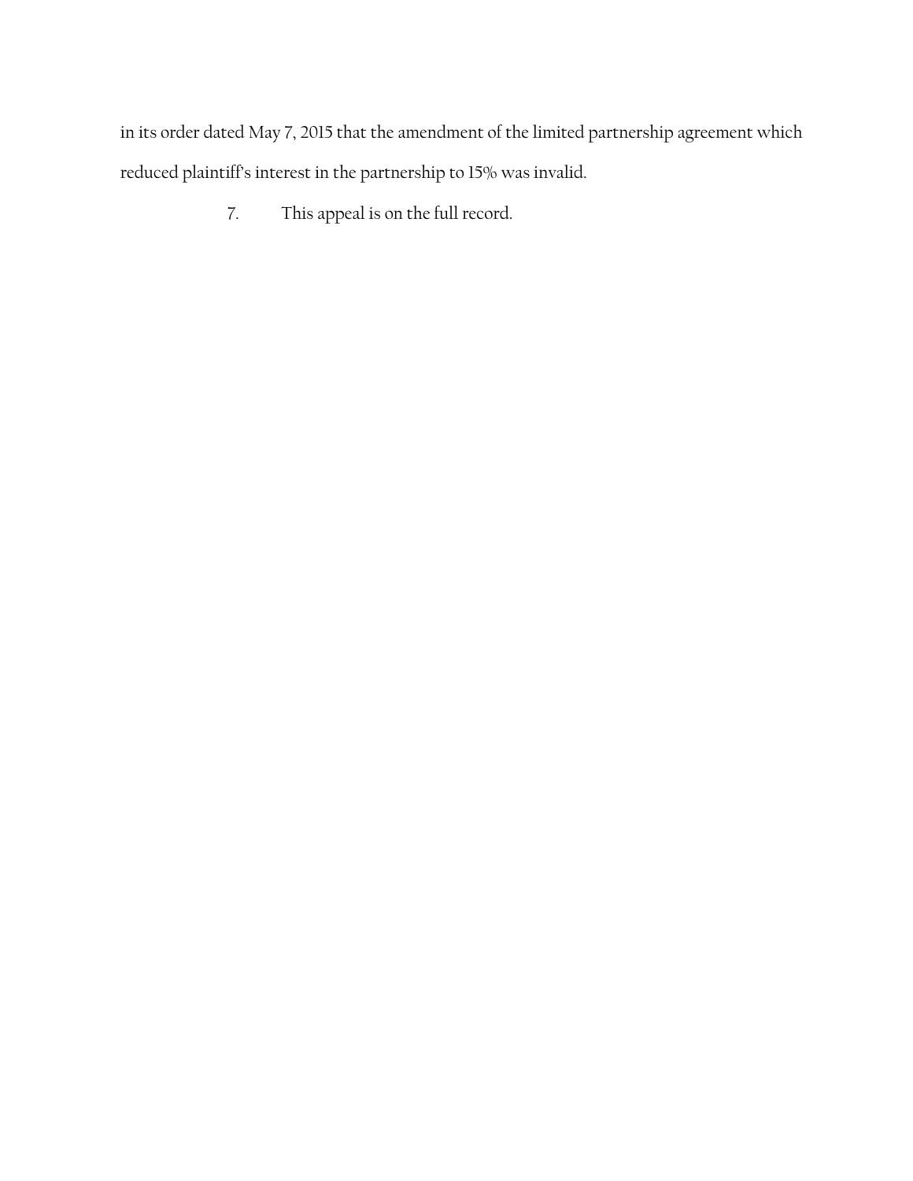in its order dated May 7, 2015 that the amendment of the limited partnership agreement which reduced plaintiff's interest in the partnership to 15% was invalid.

7. This appeal is on the full record.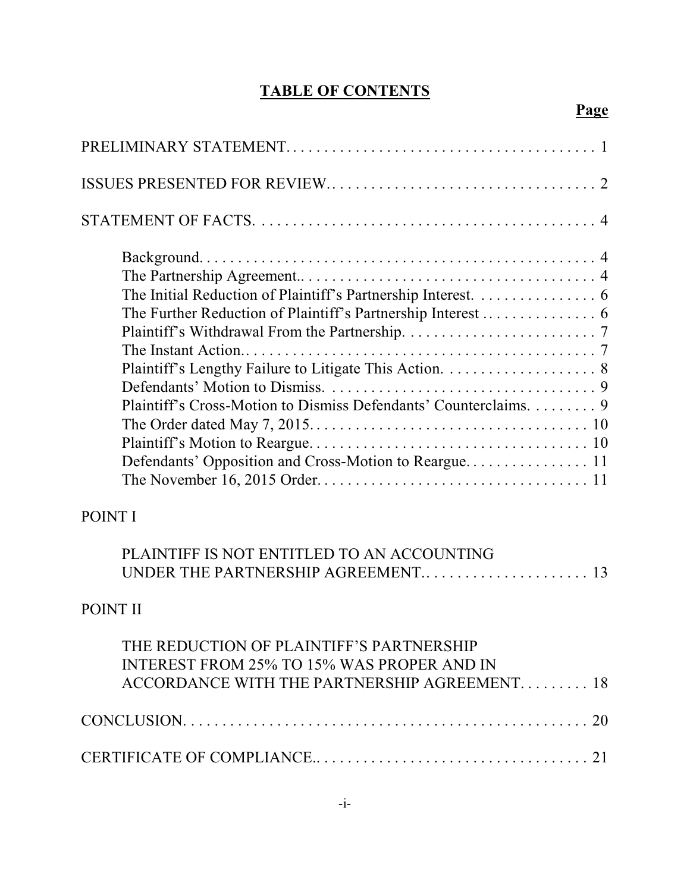# TABLE OF CONTENTS

| | Page |
|---|---|
| PRELIMINARY STATEMENT | 1 |
| ISSUES PRESENTED FOR REVIEW | 2 |
| STATEMENT OF FACTS | 4 |
| Background | 4 |
| The Partnership Agreement | 4 |
| The Initial Reduction of Plaintiff's Partnership Interest | 6 |
| The Further Reduction of Plaintiff's Partnership Interest | 6 |
| Plaintiff's Withdrawal From the Partnership | 7 |
| The Instant Action | 7 |
| Plaintiff's Lengthy Failure to Litigate This Action | 8 |
| Defendants' Motion to Dismiss | 9 |
| Plaintiff's Cross-Motion to Dismiss Defendants' Counterclaims | 9 |
| The Order dated May 7, 2015 | 10 |
| Plaintiff's Motion to Reargue | 10 |
| Defendants' Opposition and Cross-Motion to Reargue | 11 |
| The November 16, 2015 Order | 11 |
| POINT I | |
| PLAINTIFF IS NOT ENTITLED TO AN ACCOUNTING UNDER THE PARTNERSHIP AGREEMENT | 13 |
| POINT II | |
| THE REDUCTION OF PLAINTIFF'S PARTNERSHIP INTEREST FROM 25% TO 15% WAS PROPER AND IN ACCORDANCE WITH THE PARTNERSHIP AGREEMENT | 18 |
| CONCLUSION | 20 |
| CERTIFICATE OF COMPLIANCE | 21 |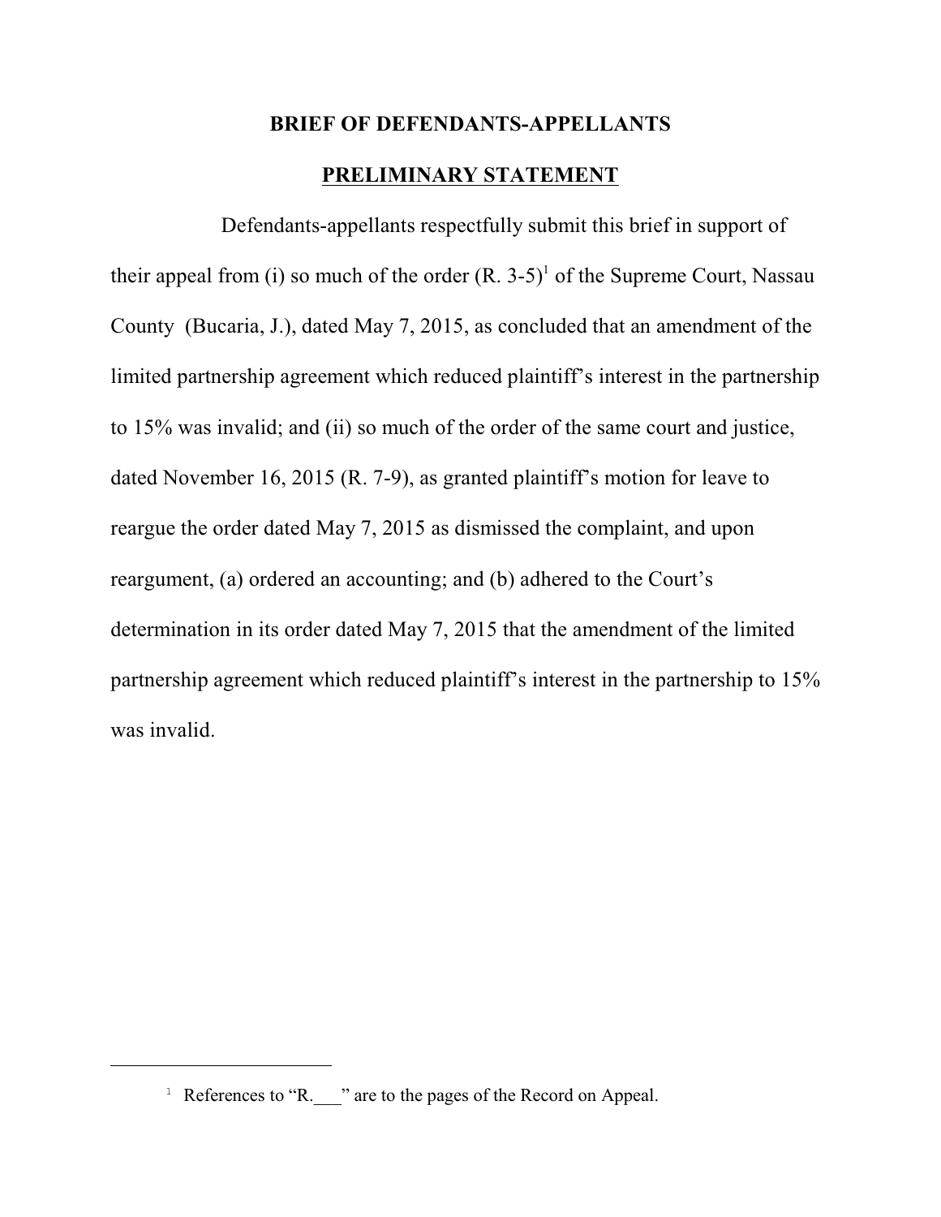## BRIEF OF DEFENDANTS-APPELLANTS

## PRELIMINARY STATEMENT

Defendants-appellants respectfully submit this brief in support of their appeal from (i) so much of the order (R. 3-5)[1] of the Supreme Court, Nassau County (Bucaria, J.), dated May 7, 2015, as concluded that an amendment of the limited partnership agreement which reduced plaintiff's interest in the partnership to 15% was invalid; and (ii) so much of the order of the same court and justice, dated November 16, 2015 (R. 7-9), as granted plaintiff's motion for leave to reargue the order dated May 7, 2015 as dismissed the complaint, and upon reargument, (a) ordered an accounting; and (b) adhered to the Court's determination in its order dated May 7, 2015 that the amendment of the limited partnership agreement which reduced plaintiff's interest in the partnership to 15% was invalid.

---

[1] References to "R.___" are to the pages of the Record on Appeal.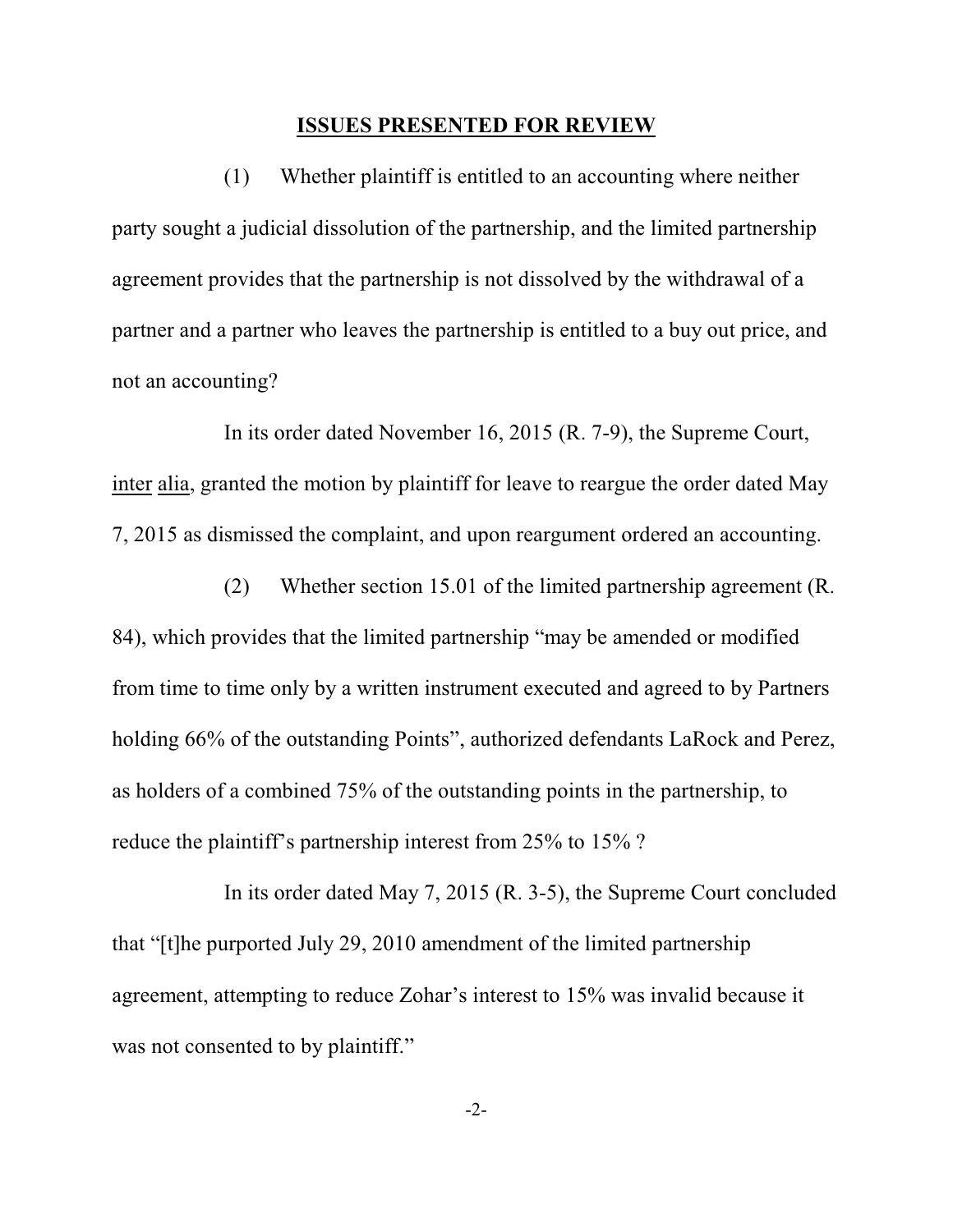## ISSUES PRESENTED FOR REVIEW

(1) Whether plaintiff is entitled to an accounting where neither party sought a judicial dissolution of the partnership, and the limited partnership agreement provides that the partnership is not dissolved by the withdrawal of a partner and a partner who leaves the partnership is entitled to a buy out price, and not an accounting?

In its order dated November 16, 2015 (R. 7-9), the Supreme Court, inter alia, granted the motion by plaintiff for leave to reargue the order dated May 7, 2015 as dismissed the complaint, and upon reargument ordered an accounting.

(2) Whether section 15.01 of the limited partnership agreement (R. 84), which provides that the limited partnership "may be amended or modified from time to time only by a written instrument executed and agreed to by Partners holding 66% of the outstanding Points", authorized defendants LaRock and Perez, as holders of a combined 75% of the outstanding points in the partnership, to reduce the plaintiff's partnership interest from 25% to 15% ?

In its order dated May 7, 2015 (R. 3-5), the Supreme Court concluded that "[t]he purported July 29, 2010 amendment of the limited partnership agreement, attempting to reduce Zohar's interest to 15% was invalid because it was not consented to by plaintiff."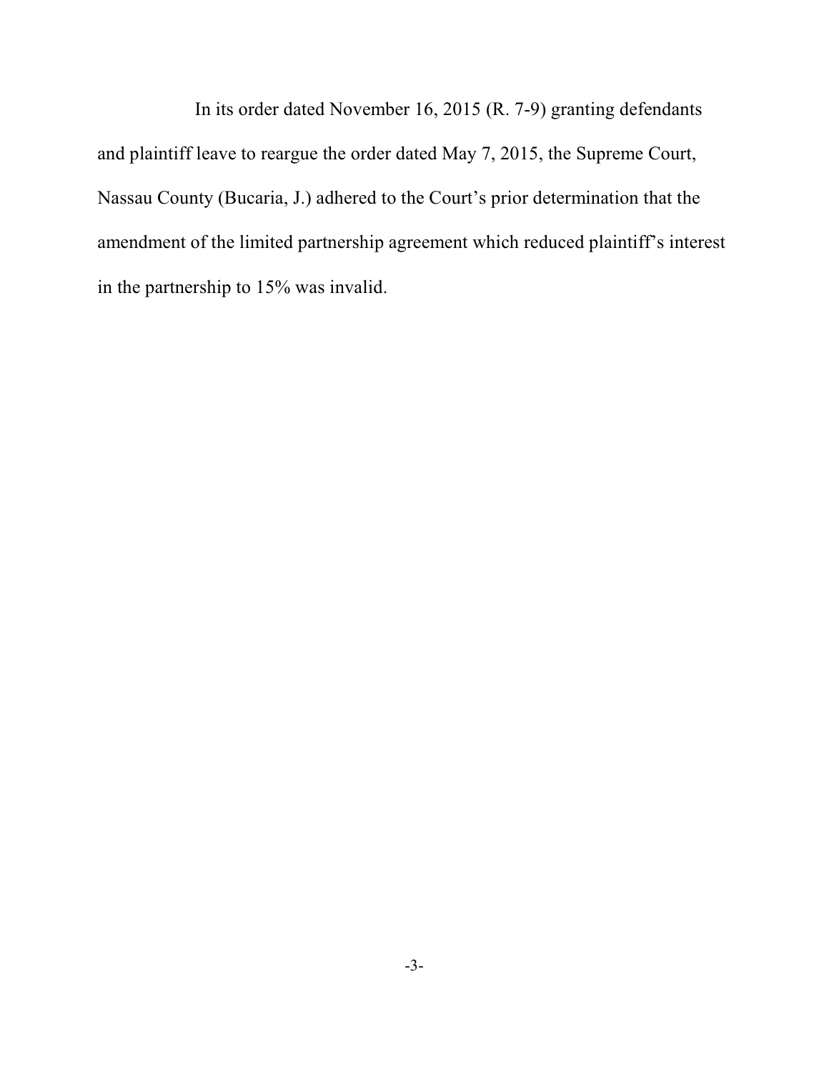In its order dated November 16, 2015 (R. 7-9) granting defendants and plaintiff leave to reargue the order dated May 7, 2015, the Supreme Court, Nassau County (Bucaria, J.) adhered to the Court's prior determination that the amendment of the limited partnership agreement which reduced plaintiff's interest in the partnership to 15% was invalid.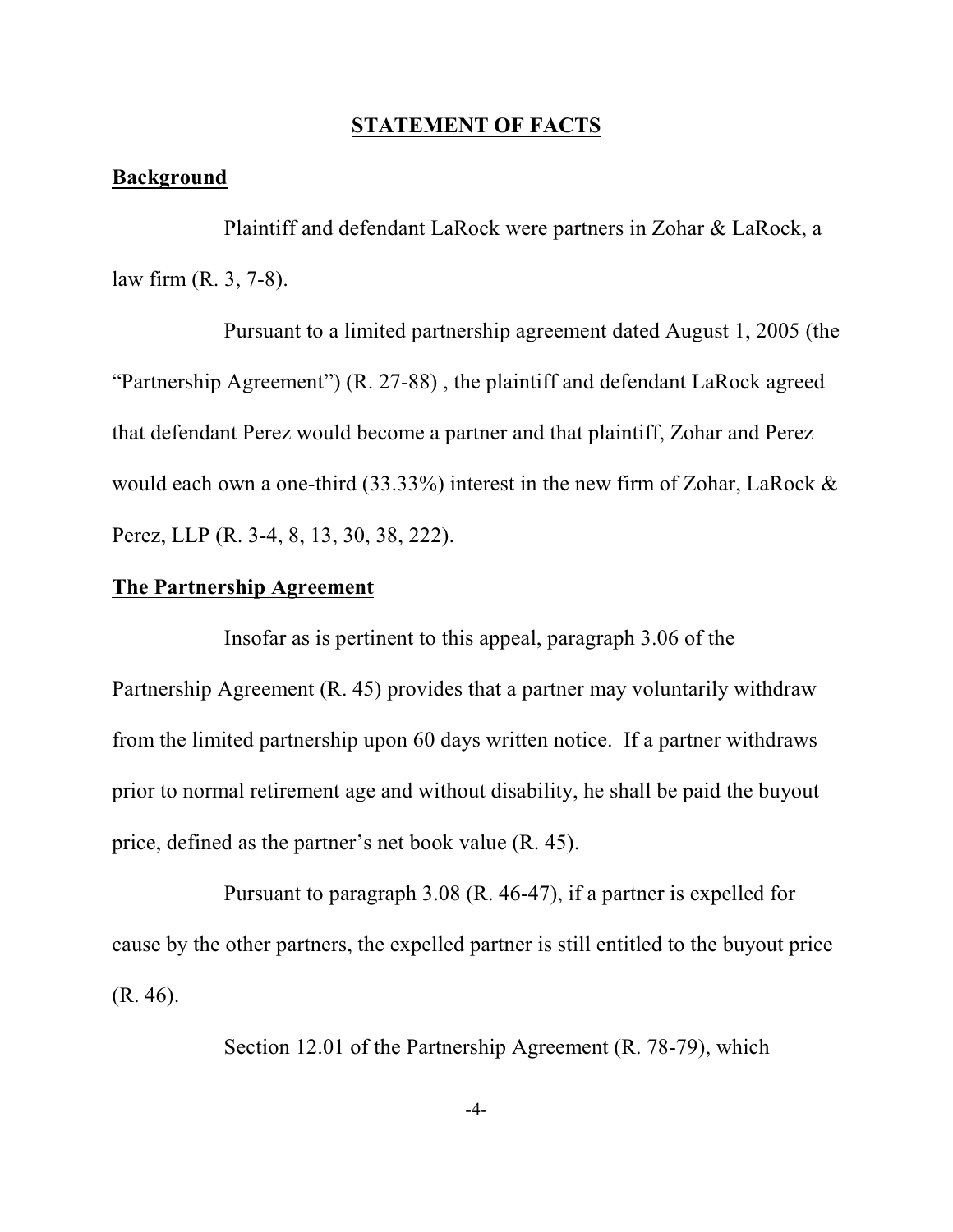## STATEMENT OF FACTS

### Background

Plaintiff and defendant LaRock were partners in Zohar & LaRock, a law firm (R. 3, 7-8).

Pursuant to a limited partnership agreement dated August 1, 2005 (the "Partnership Agreement") (R. 27-88) , the plaintiff and defendant LaRock agreed that defendant Perez would become a partner and that plaintiff, Zohar and Perez would each own a one-third (33.33%) interest in the new firm of Zohar, LaRock & Perez, LLP (R. 3-4, 8, 13, 30, 38, 222).

### The Partnership Agreement

Insofar as is pertinent to this appeal, paragraph 3.06 of the Partnership Agreement (R. 45) provides that a partner may voluntarily withdraw from the limited partnership upon 60 days written notice. If a partner withdraws prior to normal retirement age and without disability, he shall be paid the buyout price, defined as the partner's net book value (R. 45).

Pursuant to paragraph 3.08 (R. 46-47), if a partner is expelled for cause by the other partners, the expelled partner is still entitled to the buyout price (R. 46).

Section 12.01 of the Partnership Agreement (R. 78-79), which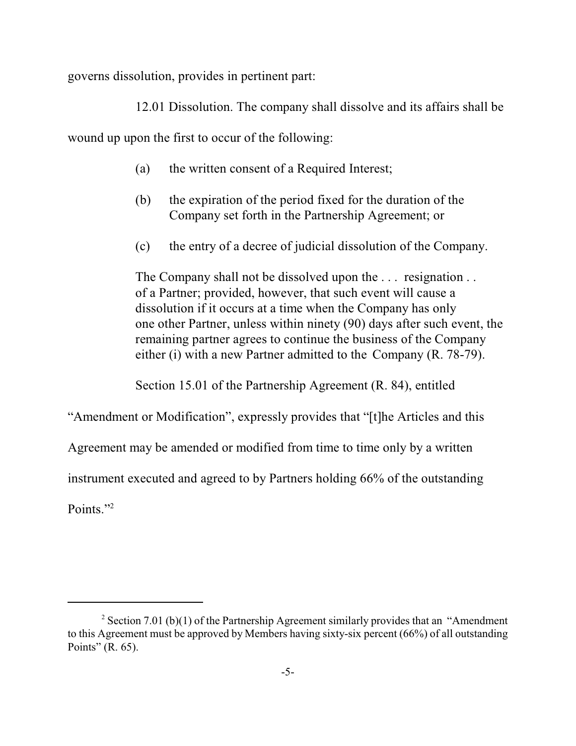governs dissolution, provides in pertinent part:

> 12.01 Dissolution. The company shall dissolve and its affairs shall be wound up upon the first to occur of the following:
>
> (a) the written consent of a Required Interest;
>
> (b) the expiration of the period fixed for the duration of the Company set forth in the Partnership Agreement; or
>
> (c) the entry of a decree of judicial dissolution of the Company.
>
> The Company shall not be dissolved upon the . . . resignation . . of a Partner; provided, however, that such event will cause a dissolution if it occurs at a time when the Company has only one other Partner, unless within ninety (90) days after such event, the remaining partner agrees to continue the business of the Company either (i) with a new Partner admitted to the Company (R. 78-79).

Section 15.01 of the Partnership Agreement (R. 84), entitled "Amendment or Modification", expressly provides that "[t]he Articles and this Agreement may be amended or modified from time to time only by a written instrument executed and agreed to by Partners holding 66% of the outstanding Points."[2]

---

[2] Section 7.01 (b)(1) of the Partnership Agreement similarly provides that an "Amendment to this Agreement must be approved by Members having sixty-six percent (66%) of all outstanding Points" (R. 65).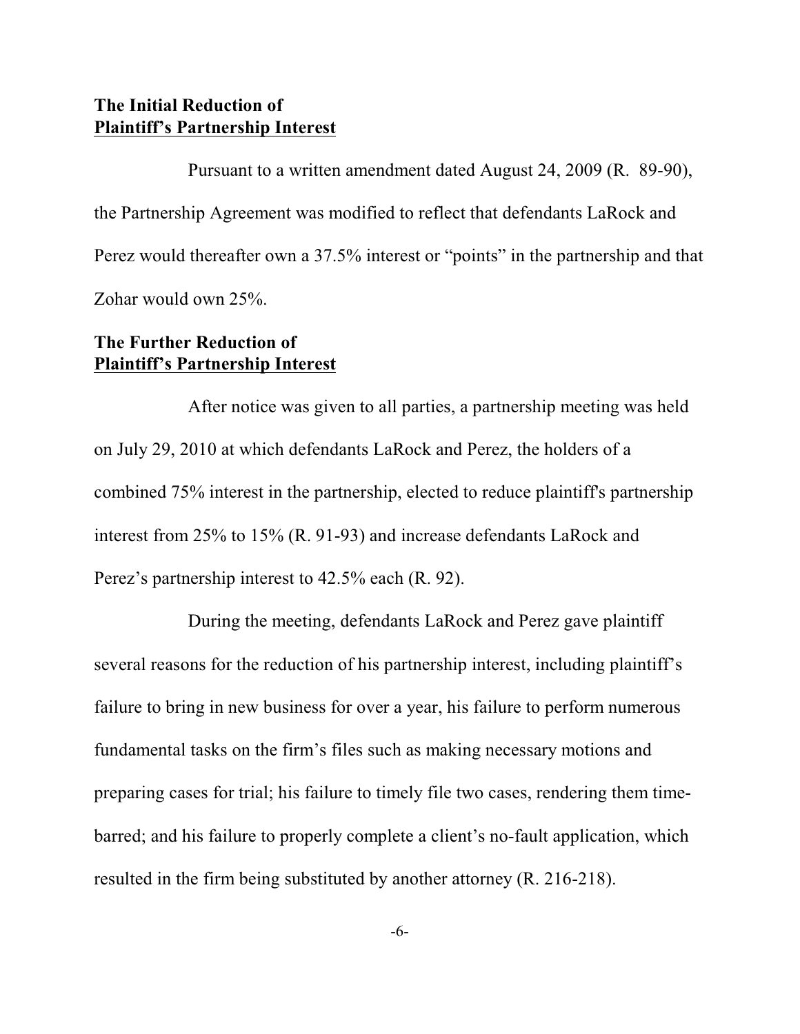### **The Initial Reduction of Plaintiff's Partnership Interest**

Pursuant to a written amendment dated August 24, 2009 (R. 89-90), the Partnership Agreement was modified to reflect that defendants LaRock and Perez would thereafter own a 37.5% interest or "points" in the partnership and that Zohar would own 25%.

### **The Further Reduction of Plaintiff's Partnership Interest**

After notice was given to all parties, a partnership meeting was held on July 29, 2010 at which defendants LaRock and Perez, the holders of a combined 75% interest in the partnership, elected to reduce plaintiff's partnership interest from 25% to 15% (R. 91-93) and increase defendants LaRock and Perez's partnership interest to 42.5% each (R. 92).

During the meeting, defendants LaRock and Perez gave plaintiff several reasons for the reduction of his partnership interest, including plaintiff's failure to bring in new business for over a year, his failure to perform numerous fundamental tasks on the firm's files such as making necessary motions and preparing cases for trial; his failure to timely file two cases, rendering them time-barred; and his failure to properly complete a client's no-fault application, which resulted in the firm being substituted by another attorney (R. 216-218).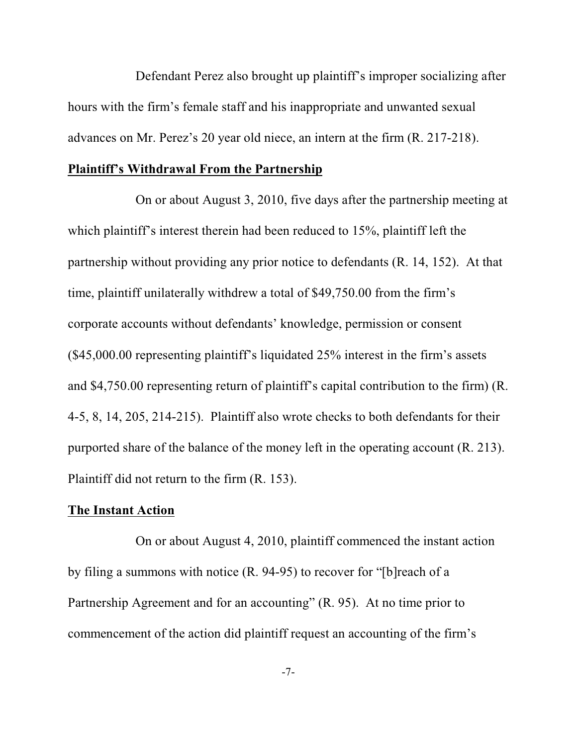Defendant Perez also brought up plaintiff's improper socializing after hours with the firm's female staff and his inappropriate and unwanted sexual advances on Mr. Perez's 20 year old niece, an intern at the firm (R. 217-218).

**Plaintiff's Withdrawal From the Partnership**

On or about August 3, 2010, five days after the partnership meeting at which plaintiff's interest therein had been reduced to 15%, plaintiff left the partnership without providing any prior notice to defendants (R. 14, 152). At that time, plaintiff unilaterally withdrew a total of $49,750.00 from the firm's corporate accounts without defendants' knowledge, permission or consent ($45,000.00 representing plaintiff's liquidated 25% interest in the firm's assets and $4,750.00 representing return of plaintiff's capital contribution to the firm) (R. 4-5, 8, 14, 205, 214-215). Plaintiff also wrote checks to both defendants for their purported share of the balance of the money left in the operating account (R. 213). Plaintiff did not return to the firm (R. 153).

**The Instant Action**

On or about August 4, 2010, plaintiff commenced the instant action by filing a summons with notice (R. 94-95) to recover for "[b]reach of a Partnership Agreement and for an accounting" (R. 95). At no time prior to commencement of the action did plaintiff request an accounting of the firm's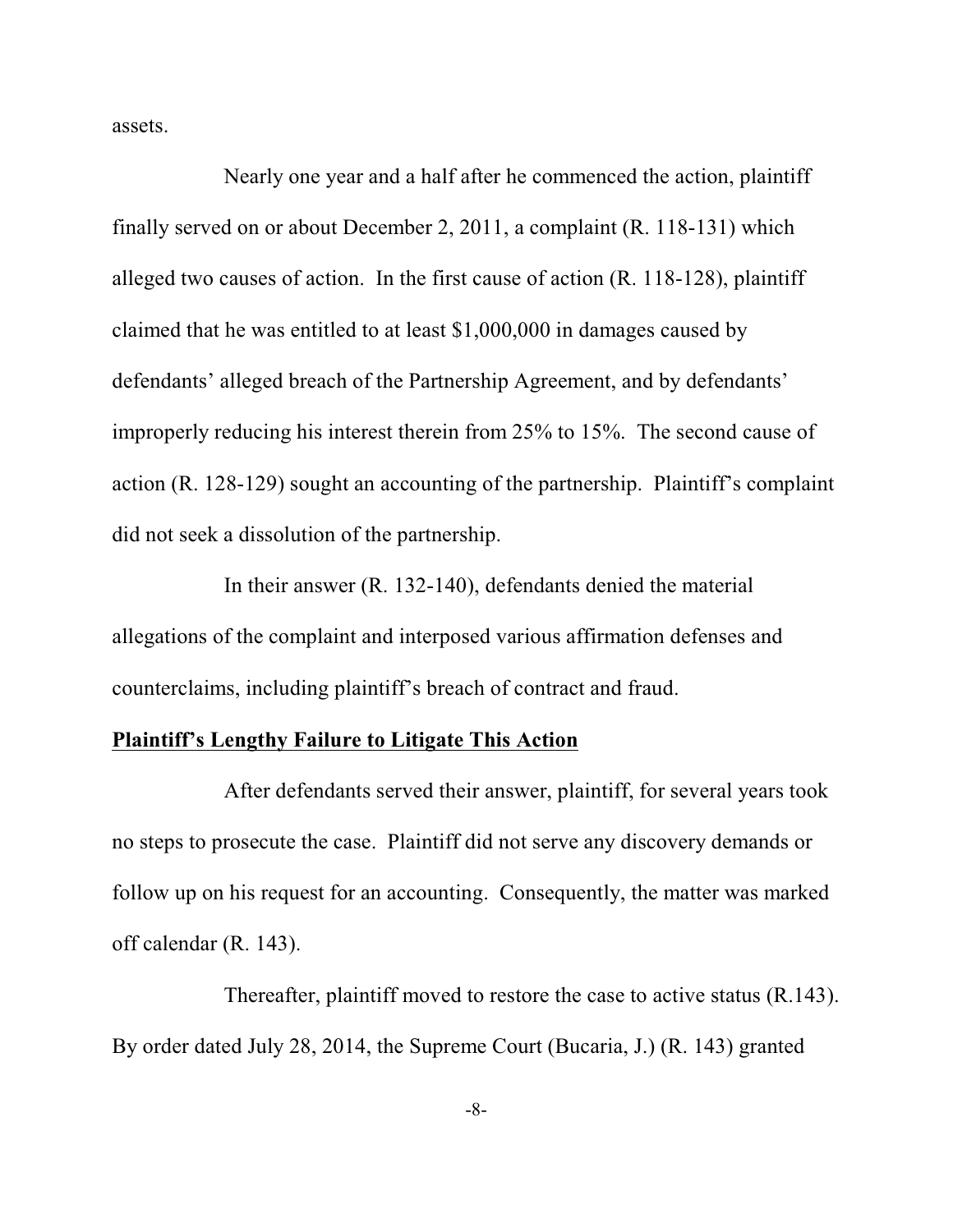assets.

Nearly one year and a half after he commenced the action, plaintiff finally served on or about December 2, 2011, a complaint (R. 118-131) which alleged two causes of action. In the first cause of action (R. 118-128), plaintiff claimed that he was entitled to at least $1,000,000 in damages caused by defendants' alleged breach of the Partnership Agreement, and by defendants' improperly reducing his interest therein from 25% to 15%. The second cause of action (R. 128-129) sought an accounting of the partnership. Plaintiff's complaint did not seek a dissolution of the partnership.

In their answer (R. 132-140), defendants denied the material allegations of the complaint and interposed various affirmation defenses and counterclaims, including plaintiff's breach of contract and fraud.

**Plaintiff's Lengthy Failure to Litigate This Action**

After defendants served their answer, plaintiff, for several years took no steps to prosecute the case. Plaintiff did not serve any discovery demands or follow up on his request for an accounting. Consequently, the matter was marked off calendar (R. 143).

Thereafter, plaintiff moved to restore the case to active status (R.143). By order dated July 28, 2014, the Supreme Court (Bucaria, J.) (R. 143) granted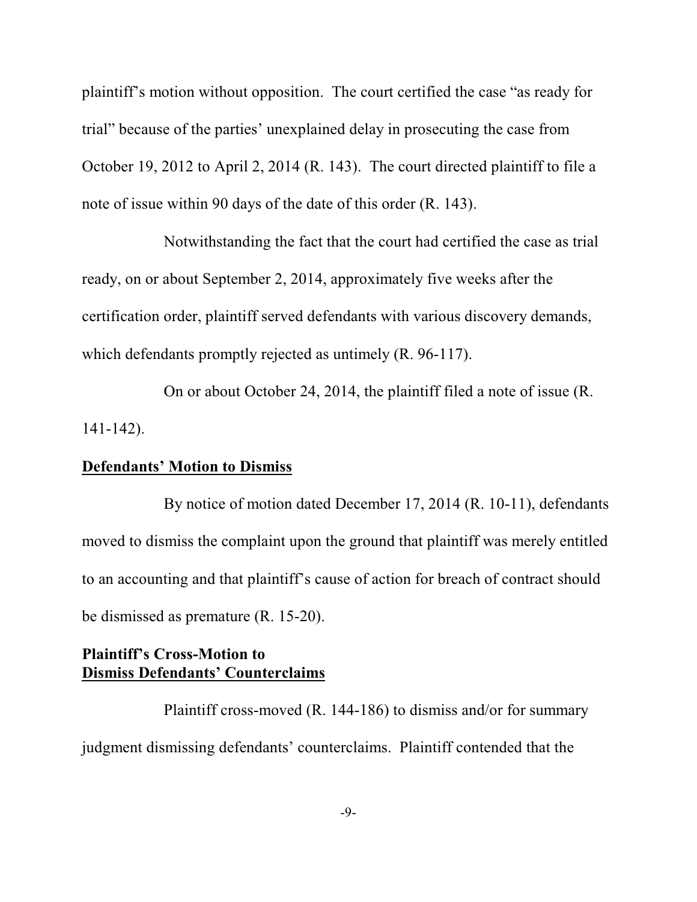plaintiff's motion without opposition. The court certified the case "as ready for trial" because of the parties' unexplained delay in prosecuting the case from October 19, 2012 to April 2, 2014 (R. 143). The court directed plaintiff to file a note of issue within 90 days of the date of this order (R. 143).

Notwithstanding the fact that the court had certified the case as trial ready, on or about September 2, 2014, approximately five weeks after the certification order, plaintiff served defendants with various discovery demands, which defendants promptly rejected as untimely (R. 96-117).

On or about October 24, 2014, the plaintiff filed a note of issue (R. 141-142).

**Defendants' Motion to Dismiss**

By notice of motion dated December 17, 2014 (R. 10-11), defendants moved to dismiss the complaint upon the ground that plaintiff was merely entitled to an accounting and that plaintiff's cause of action for breach of contract should be dismissed as premature (R. 15-20).

**Plaintiff's Cross-Motion to Dismiss Defendants' Counterclaims**

Plaintiff cross-moved (R. 144-186) to dismiss and/or for summary judgment dismissing defendants' counterclaims. Plaintiff contended that the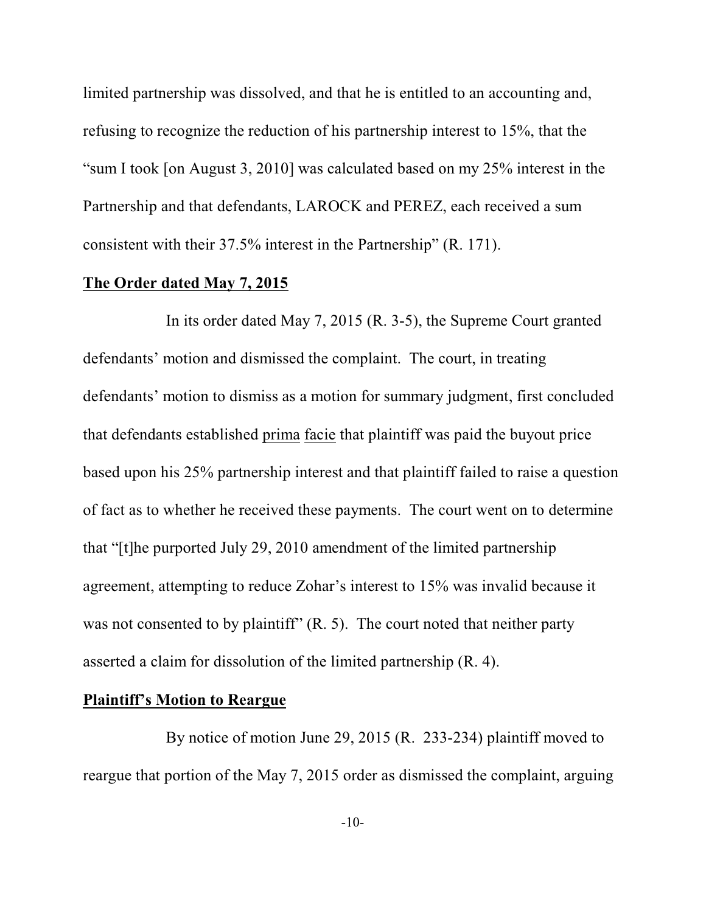limited partnership was dissolved, and that he is entitled to an accounting and, refusing to recognize the reduction of his partnership interest to 15%, that the "sum I took [on August 3, 2010] was calculated based on my 25% interest in the Partnership and that defendants, LAROCK and PEREZ, each received a sum consistent with their 37.5% interest in the Partnership" (R. 171).

**The Order dated May 7, 2015**

In its order dated May 7, 2015 (R. 3-5), the Supreme Court granted defendants' motion and dismissed the complaint. The court, in treating defendants' motion to dismiss as a motion for summary judgment, first concluded that defendants established prima facie that plaintiff was paid the buyout price based upon his 25% partnership interest and that plaintiff failed to raise a question of fact as to whether he received these payments. The court went on to determine that "[t]he purported July 29, 2010 amendment of the limited partnership agreement, attempting to reduce Zohar's interest to 15% was invalid because it was not consented to by plaintiff" (R. 5). The court noted that neither party asserted a claim for dissolution of the limited partnership (R. 4).

**Plaintiff's Motion to Reargue**

By notice of motion June 29, 2015 (R. 233-234) plaintiff moved to reargue that portion of the May 7, 2015 order as dismissed the complaint, arguing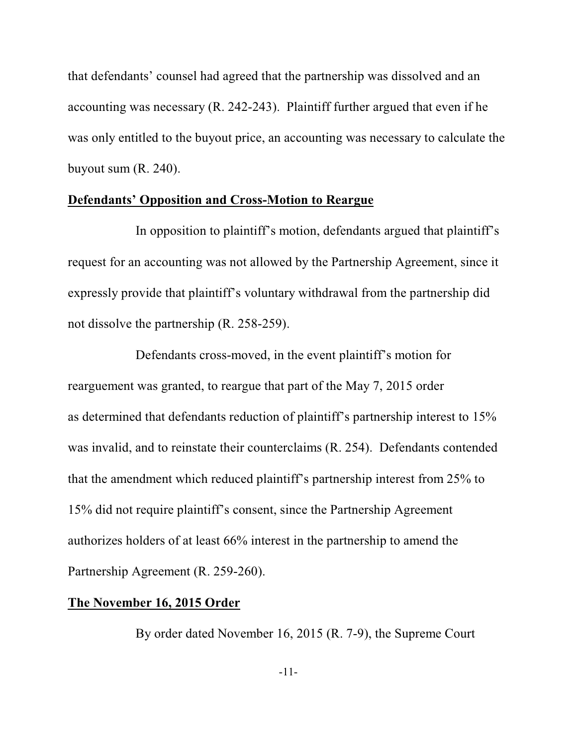that defendants' counsel had agreed that the partnership was dissolved and an accounting was necessary (R. 242-243). Plaintiff further argued that even if he was only entitled to the buyout price, an accounting was necessary to calculate the buyout sum (R. 240).

**Defendants' Opposition and Cross-Motion to Reargue**

In opposition to plaintiff's motion, defendants argued that plaintiff's request for an accounting was not allowed by the Partnership Agreement, since it expressly provide that plaintiff's voluntary withdrawal from the partnership did not dissolve the partnership (R. 258-259).

Defendants cross-moved, in the event plaintiff's motion for rearguement was granted, to reargue that part of the May 7, 2015 order as determined that defendants reduction of plaintiff's partnership interest to 15% was invalid, and to reinstate their counterclaims (R. 254). Defendants contended that the amendment which reduced plaintiff's partnership interest from 25% to 15% did not require plaintiff's consent, since the Partnership Agreement authorizes holders of at least 66% interest in the partnership to amend the Partnership Agreement (R. 259-260).

**The November 16, 2015 Order**

By order dated November 16, 2015 (R. 7-9), the Supreme Court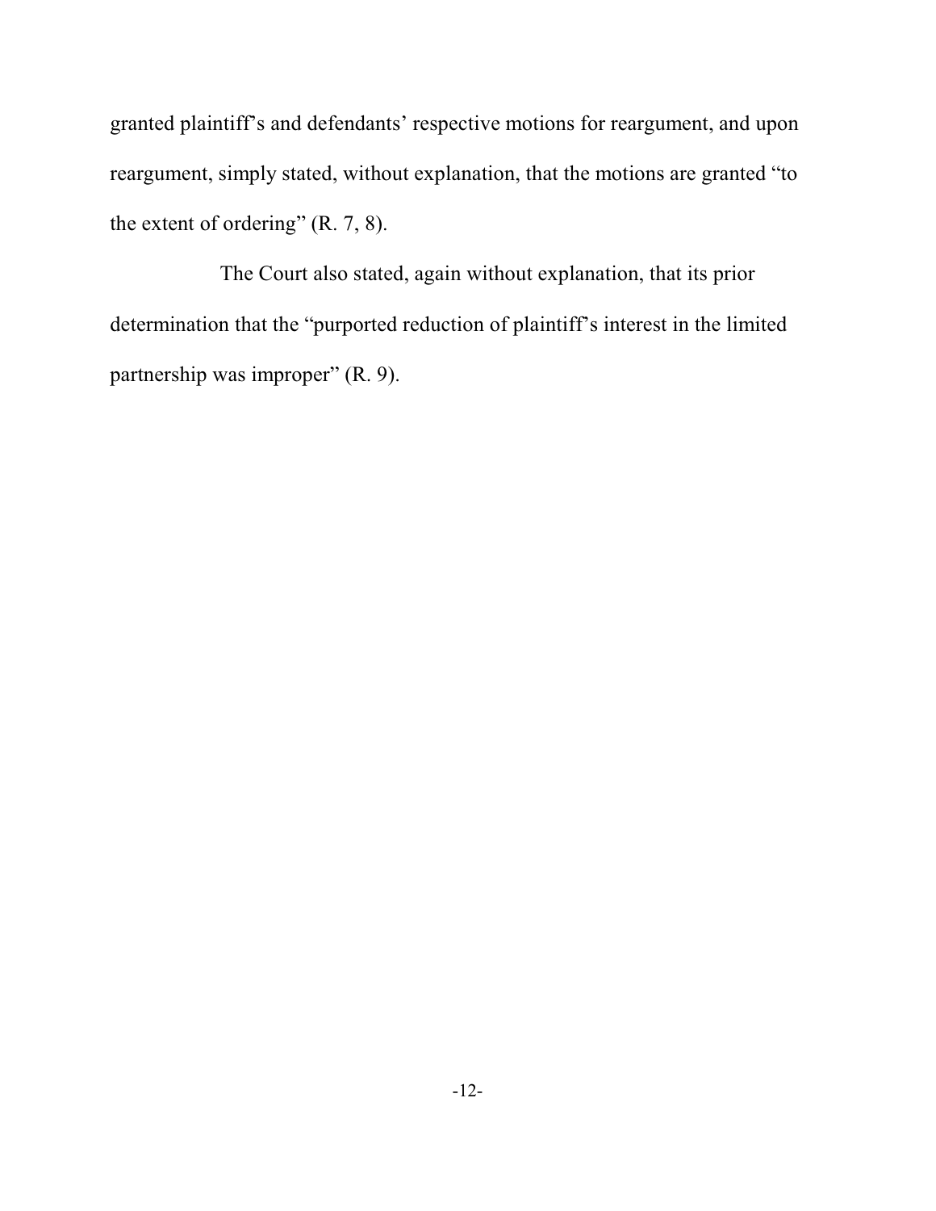granted plaintiff's and defendants' respective motions for reargument, and upon reargument, simply stated, without explanation, that the motions are granted "to the extent of ordering" (R. 7, 8).

The Court also stated, again without explanation, that its prior determination that the "purported reduction of plaintiff's interest in the limited partnership was improper" (R. 9).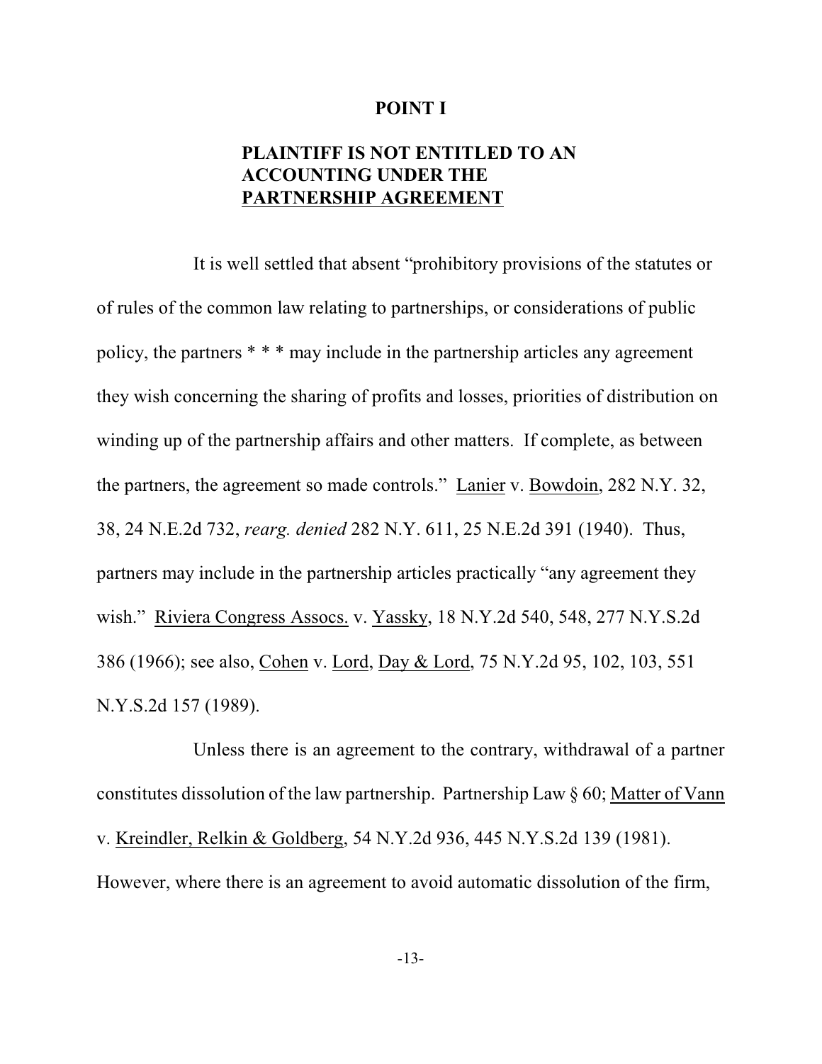**POINT I**

**PLAINTIFF IS NOT ENTITLED TO AN ACCOUNTING UNDER THE PARTNERSHIP AGREEMENT**

It is well settled that absent "prohibitory provisions of the statutes or of rules of the common law relating to partnerships, or considerations of public policy, the partners * * * may include in the partnership articles any agreement they wish concerning the sharing of profits and losses, priorities of distribution on winding up of the partnership affairs and other matters. If complete, as between the partners, the agreement so made controls." Lanier v. Bowdoin, 282 N.Y. 32, 38, 24 N.E.2d 732, *rearg. denied* 282 N.Y. 611, 25 N.E.2d 391 (1940). Thus, partners may include in the partnership articles practically "any agreement they wish." Riviera Congress Assocs. v. Yassky, 18 N.Y.2d 540, 548, 277 N.Y.S.2d 386 (1966); see also, Cohen v. Lord, Day & Lord, 75 N.Y.2d 95, 102, 103, 551 N.Y.S.2d 157 (1989).

Unless there is an agreement to the contrary, withdrawal of a partner constitutes dissolution of the law partnership. Partnership Law § 60; Matter of Vann v. Kreindler, Relkin & Goldberg, 54 N.Y.2d 936, 445 N.Y.S.2d 139 (1981). However, where there is an agreement to avoid automatic dissolution of the firm,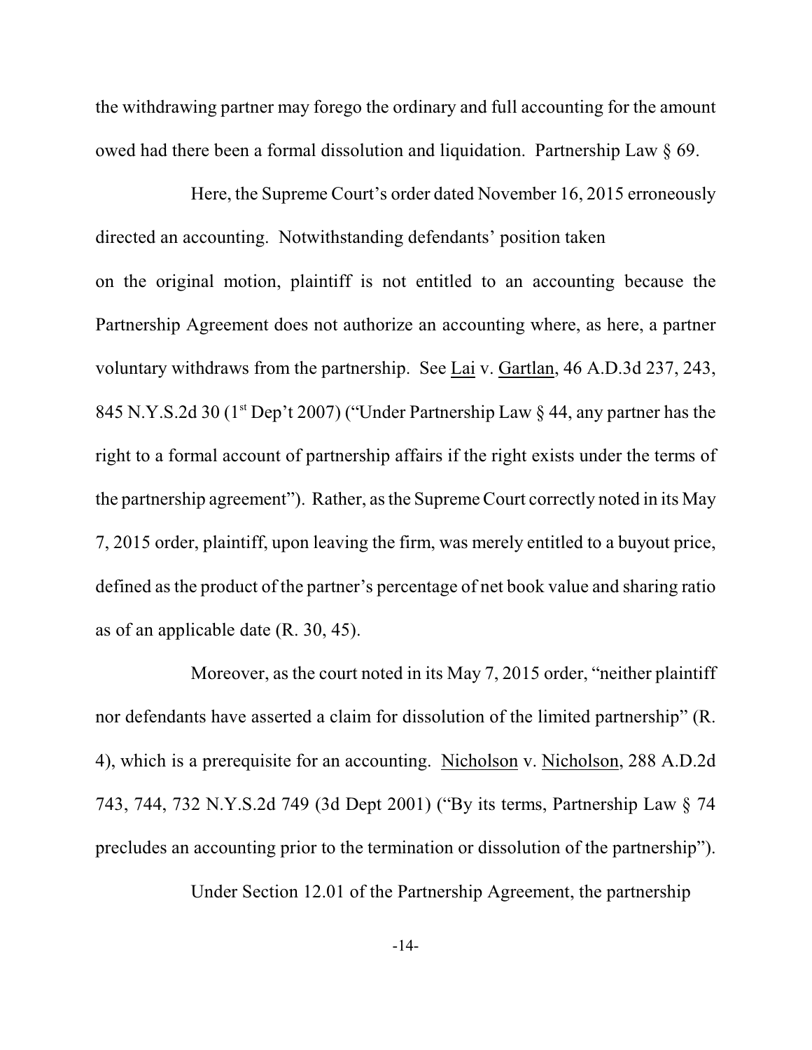the withdrawing partner may forego the ordinary and full accounting for the amount owed had there been a formal dissolution and liquidation. Partnership Law § 69.

Here, the Supreme Court's order dated November 16, 2015 erroneously directed an accounting. Notwithstanding defendants' position taken on the original motion, plaintiff is not entitled to an accounting because the Partnership Agreement does not authorize an accounting where, as here, a partner voluntary withdraws from the partnership. See Lai v. Gartlan, 46 A.D.3d 237, 243, 845 N.Y.S.2d 30 (1st Dep't 2007) ("Under Partnership Law § 44, any partner has the right to a formal account of partnership affairs if the right exists under the terms of the partnership agreement"). Rather, as the Supreme Court correctly noted in its May 7, 2015 order, plaintiff, upon leaving the firm, was merely entitled to a buyout price, defined as the product of the partner's percentage of net book value and sharing ratio as of an applicable date (R. 30, 45).

Moreover, as the court noted in its May 7, 2015 order, "neither plaintiff nor defendants have asserted a claim for dissolution of the limited partnership" (R. 4), which is a prerequisite for an accounting. Nicholson v. Nicholson, 288 A.D.2d 743, 744, 732 N.Y.S.2d 749 (3d Dept 2001) ("By its terms, Partnership Law § 74 precludes an accounting prior to the termination or dissolution of the partnership").

Under Section 12.01 of the Partnership Agreement, the partnership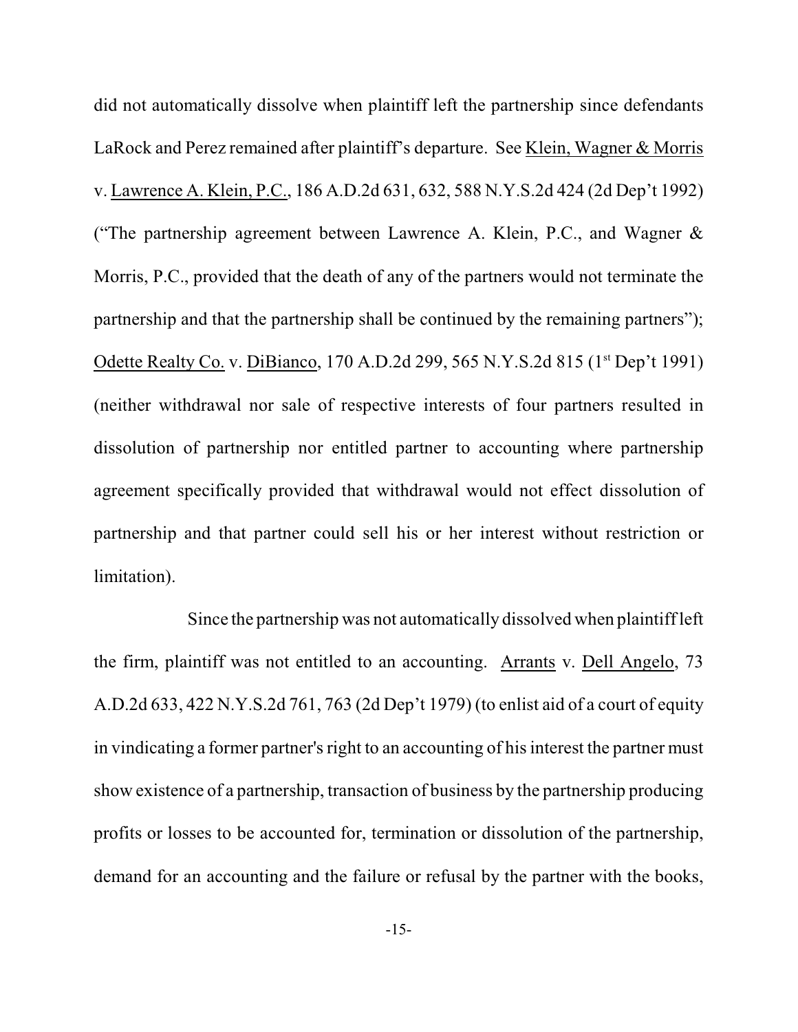did not automatically dissolve when plaintiff left the partnership since defendants LaRock and Perez remained after plaintiff's departure. See Klein, Wagner & Morris v. Lawrence A. Klein, P.C., 186 A.D.2d 631, 632, 588 N.Y.S.2d 424 (2d Dep't 1992) ("The partnership agreement between Lawrence A. Klein, P.C., and Wagner & Morris, P.C., provided that the death of any of the partners would not terminate the partnership and that the partnership shall be continued by the remaining partners"); Odette Realty Co. v. DiBianco, 170 A.D.2d 299, 565 N.Y.S.2d 815 (1st Dep't 1991) (neither withdrawal nor sale of respective interests of four partners resulted in dissolution of partnership nor entitled partner to accounting where partnership agreement specifically provided that withdrawal would not effect dissolution of partnership and that partner could sell his or her interest without restriction or limitation).

Since the partnership was not automatically dissolved when plaintiff left the firm, plaintiff was not entitled to an accounting. Arrants v. Dell Angelo, 73 A.D.2d 633, 422 N.Y.S.2d 761, 763 (2d Dep't 1979) (to enlist aid of a court of equity in vindicating a former partner's right to an accounting of his interest the partner must show existence of a partnership, transaction of business by the partnership producing profits or losses to be accounted for, termination or dissolution of the partnership, demand for an accounting and the failure or refusal by the partner with the books,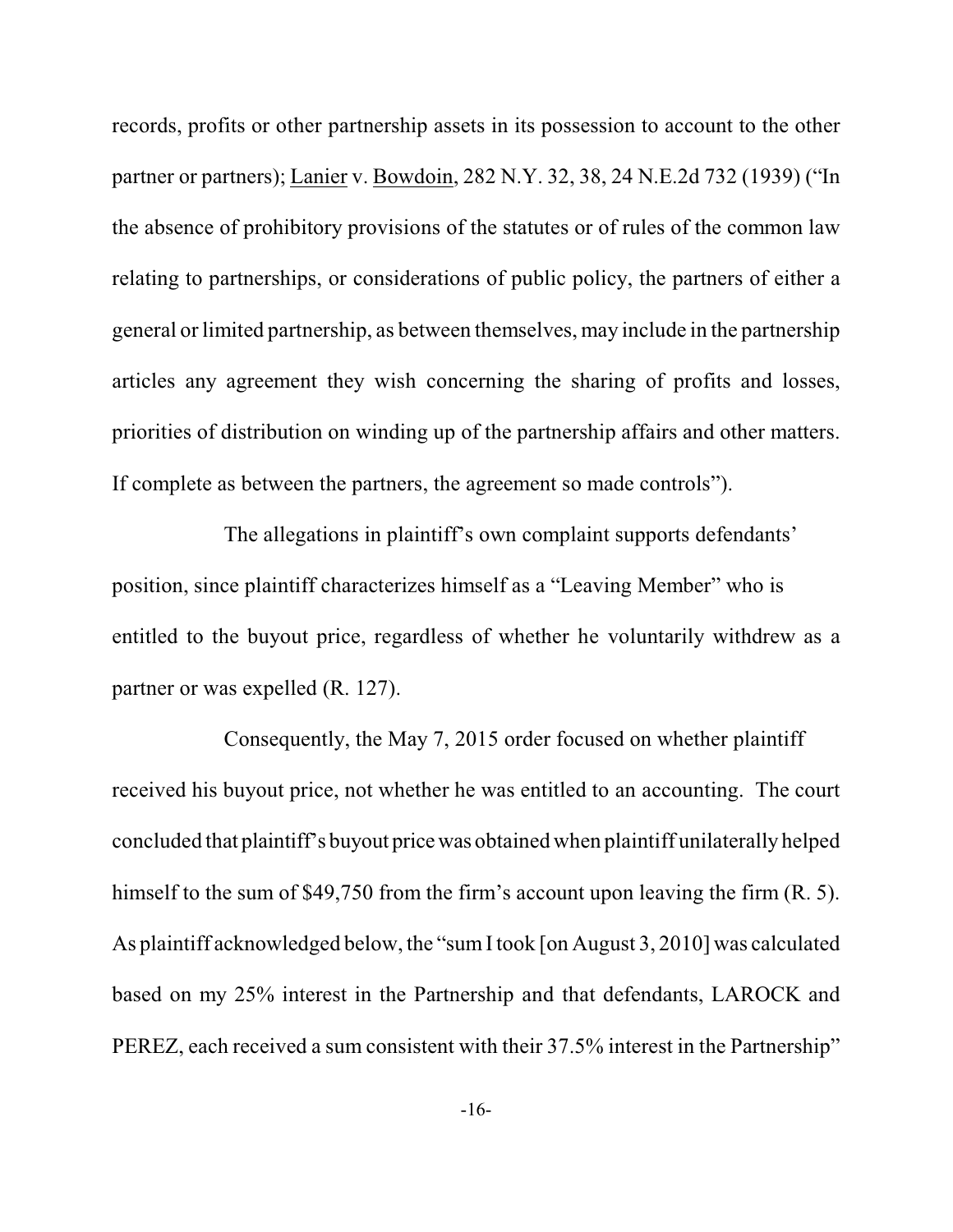records, profits or other partnership assets in its possession to account to the other partner or partners); Lanier v. Bowdoin, 282 N.Y. 32, 38, 24 N.E.2d 732 (1939) ("In the absence of prohibitory provisions of the statutes or of rules of the common law relating to partnerships, or considerations of public policy, the partners of either a general or limited partnership, as between themselves, may include in the partnership articles any agreement they wish concerning the sharing of profits and losses, priorities of distribution on winding up of the partnership affairs and other matters. If complete as between the partners, the agreement so made controls").

The allegations in plaintiff's own complaint supports defendants' position, since plaintiff characterizes himself as a "Leaving Member" who is entitled to the buyout price, regardless of whether he voluntarily withdrew as a partner or was expelled (R. 127).

Consequently, the May 7, 2015 order focused on whether plaintiff received his buyout price, not whether he was entitled to an accounting. The court concluded that plaintiff's buyout price was obtained when plaintiff unilaterally helped himself to the sum of $49,750 from the firm's account upon leaving the firm (R. 5). As plaintiff acknowledged below, the "sum I took [on August 3, 2010] was calculated based on my 25% interest in the Partnership and that defendants, LAROCK and PEREZ, each received a sum consistent with their 37.5% interest in the Partnership"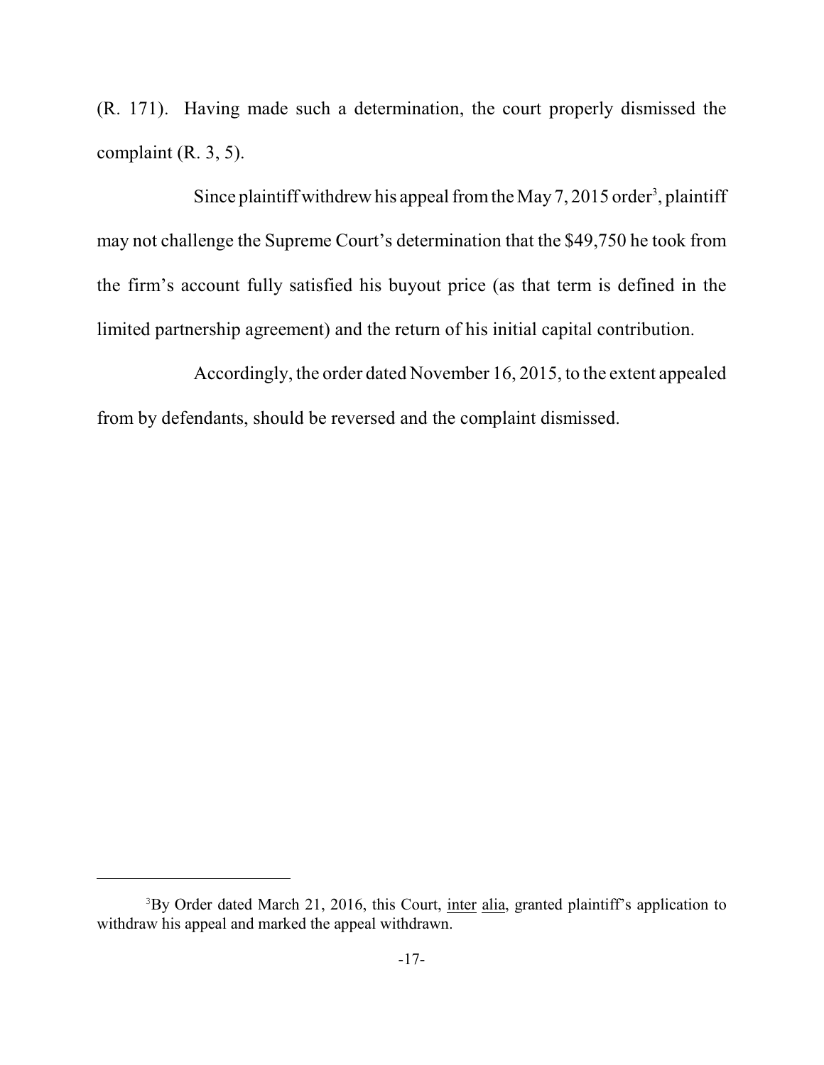(R. 171). Having made such a determination, the court properly dismissed the complaint (R. 3, 5).

Since plaintiff withdrew his appeal from the May 7, 2015 order[3], plaintiff may not challenge the Supreme Court's determination that the $49,750 he took from the firm's account fully satisfied his buyout price (as that term is defined in the limited partnership agreement) and the return of his initial capital contribution.

Accordingly, the order dated November 16, 2015, to the extent appealed from by defendants, should be reversed and the complaint dismissed.

---

[3]By Order dated March 21, 2016, this Court, inter alia, granted plaintiff's application to withdraw his appeal and marked the appeal withdrawn.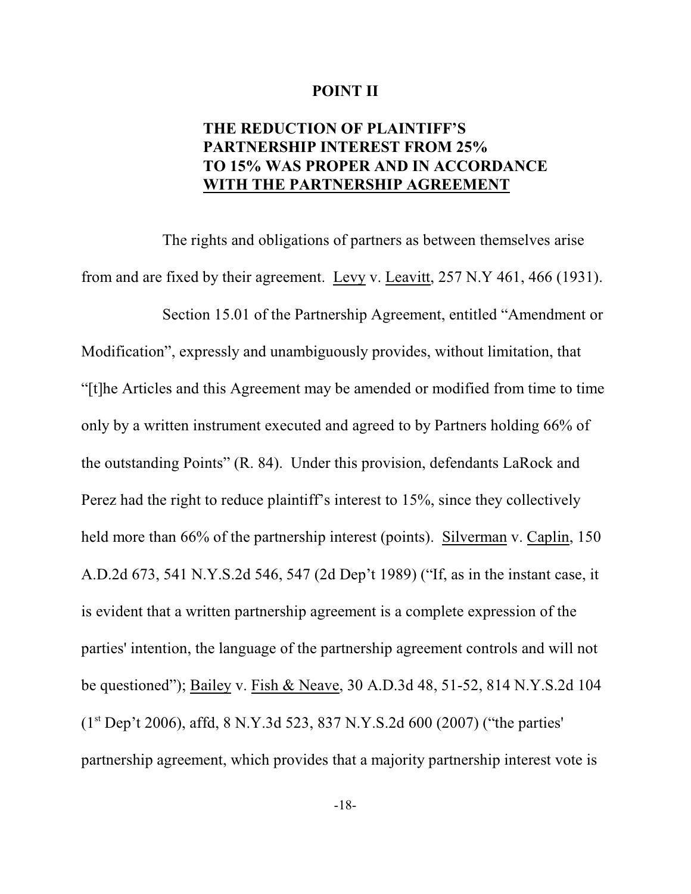## POINT II

## THE REDUCTION OF PLAINTIFF'S PARTNERSHIP INTEREST FROM 25% TO 15% WAS PROPER AND IN ACCORDANCE WITH THE PARTNERSHIP AGREEMENT

The rights and obligations of partners as between themselves arise from and are fixed by their agreement. Levy v. Leavitt, 257 N.Y 461, 466 (1931).

Section 15.01 of the Partnership Agreement, entitled "Amendment or Modification", expressly and unambiguously provides, without limitation, that "[t]he Articles and this Agreement may be amended or modified from time to time only by a written instrument executed and agreed to by Partners holding 66% of the outstanding Points" (R. 84). Under this provision, defendants LaRock and Perez had the right to reduce plaintiff's interest to 15%, since they collectively held more than 66% of the partnership interest (points). Silverman v. Caplin, 150 A.D.2d 673, 541 N.Y.S.2d 546, 547 (2d Dep't 1989) ("If, as in the instant case, it is evident that a written partnership agreement is a complete expression of the parties' intention, the language of the partnership agreement controls and will not be questioned"); Bailey v. Fish & Neave, 30 A.D.3d 48, 51-52, 814 N.Y.S.2d 104 (1st Dep't 2006), affd, 8 N.Y.3d 523, 837 N.Y.S.2d 600 (2007) ("the parties' partnership agreement, which provides that a majority partnership interest vote is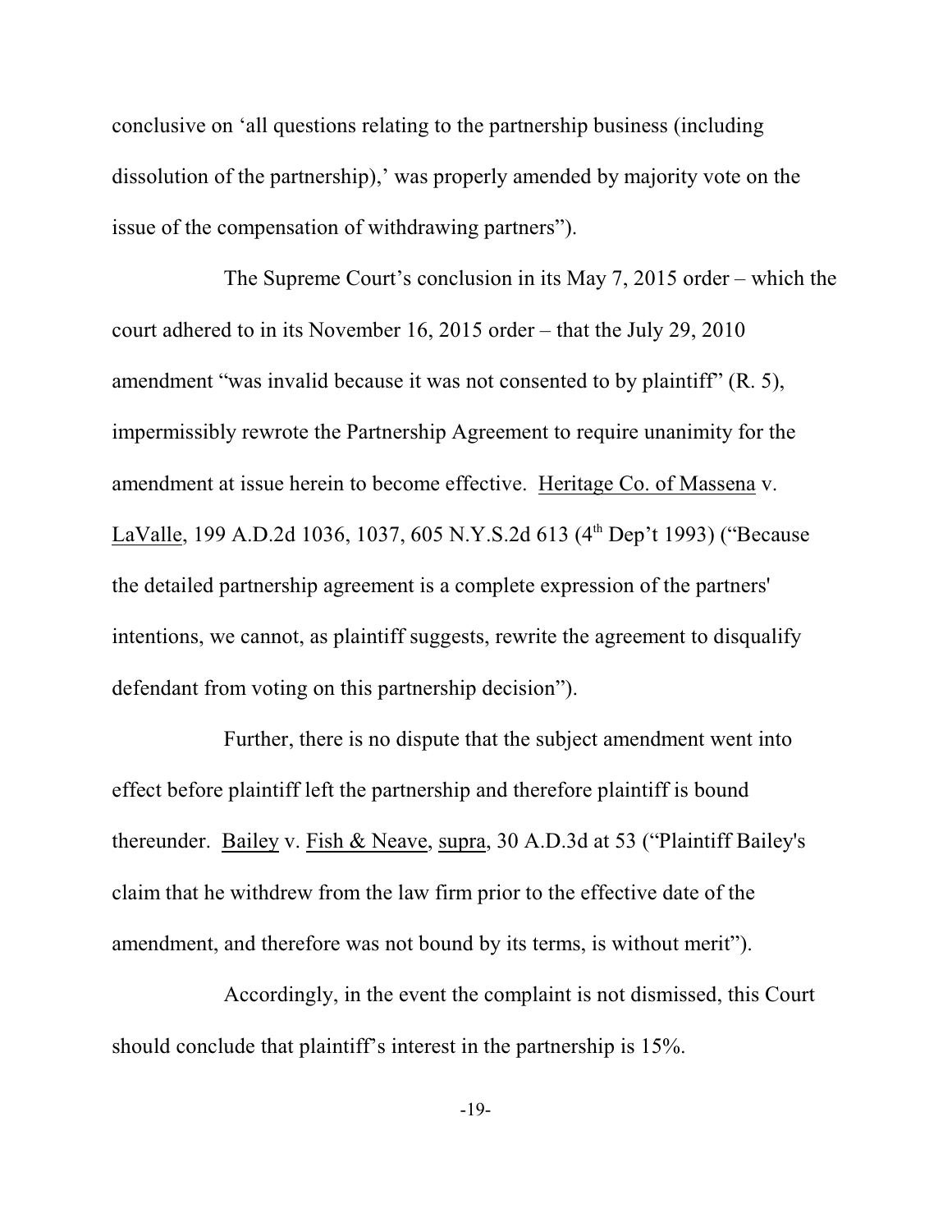conclusive on 'all questions relating to the partnership business (including dissolution of the partnership),' was properly amended by majority vote on the issue of the compensation of withdrawing partners").

The Supreme Court's conclusion in its May 7, 2015 order – which the court adhered to in its November 16, 2015 order – that the July 29, 2010 amendment "was invalid because it was not consented to by plaintiff" (R. 5), impermissibly rewrote the Partnership Agreement to require unanimity for the amendment at issue herein to become effective. Heritage Co. of Massena v. LaValle, 199 A.D.2d 1036, 1037, 605 N.Y.S.2d 613 (4th Dep't 1993) ("Because the detailed partnership agreement is a complete expression of the partners' intentions, we cannot, as plaintiff suggests, rewrite the agreement to disqualify defendant from voting on this partnership decision").

Further, there is no dispute that the subject amendment went into effect before plaintiff left the partnership and therefore plaintiff is bound thereunder. Bailey v. Fish & Neave, supra, 30 A.D.3d at 53 ("Plaintiff Bailey's claim that he withdrew from the law firm prior to the effective date of the amendment, and therefore was not bound by its terms, is without merit").

Accordingly, in the event the complaint is not dismissed, this Court should conclude that plaintiff's interest in the partnership is 15%.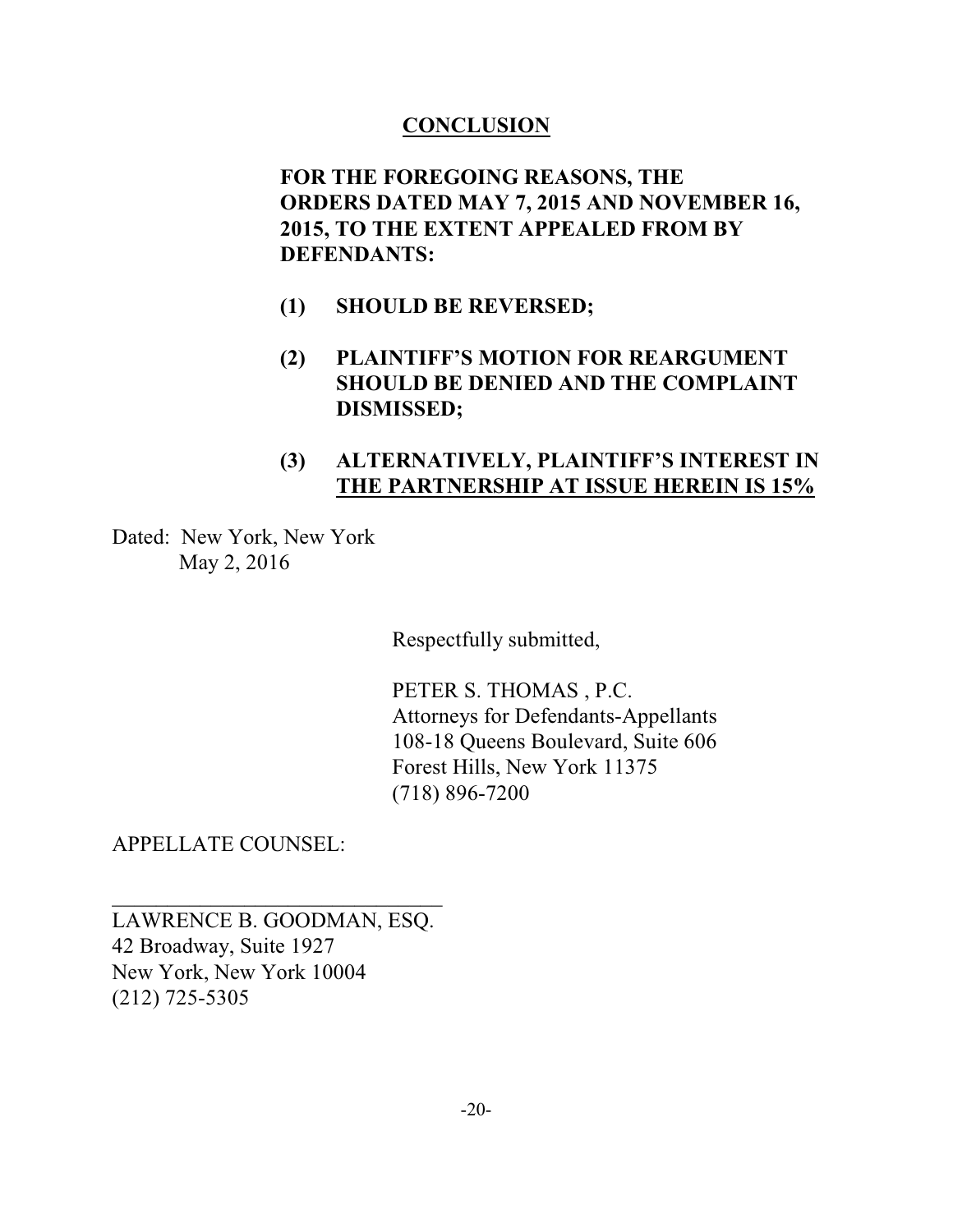## CONCLUSION

**FOR THE FOREGOING REASONS, THE ORDERS DATED MAY 7, 2015 AND NOVEMBER 16, 2015, TO THE EXTENT APPEALED FROM BY DEFENDANTS:**

**(1) SHOULD BE REVERSED;**

**(2) PLAINTIFF'S MOTION FOR REARGUMENT SHOULD BE DENIED AND THE COMPLAINT DISMISSED;**

**(3) ALTERNATIVELY, PLAINTIFF'S INTEREST IN THE PARTNERSHIP AT ISSUE HEREIN IS 15%**

Dated: New York, New York
May 2, 2016

Respectfully submitted,

PETER S. THOMAS , P.C.
Attorneys for Defendants-Appellants
108-18 Queens Boulevard, Suite 606
Forest Hills, New York 11375
(718) 896-7200

APPELLATE COUNSEL:

______________________________
LAWRENCE B. GOODMAN, ESQ.
42 Broadway, Suite 1927
New York, New York 10004
(212) 725-5305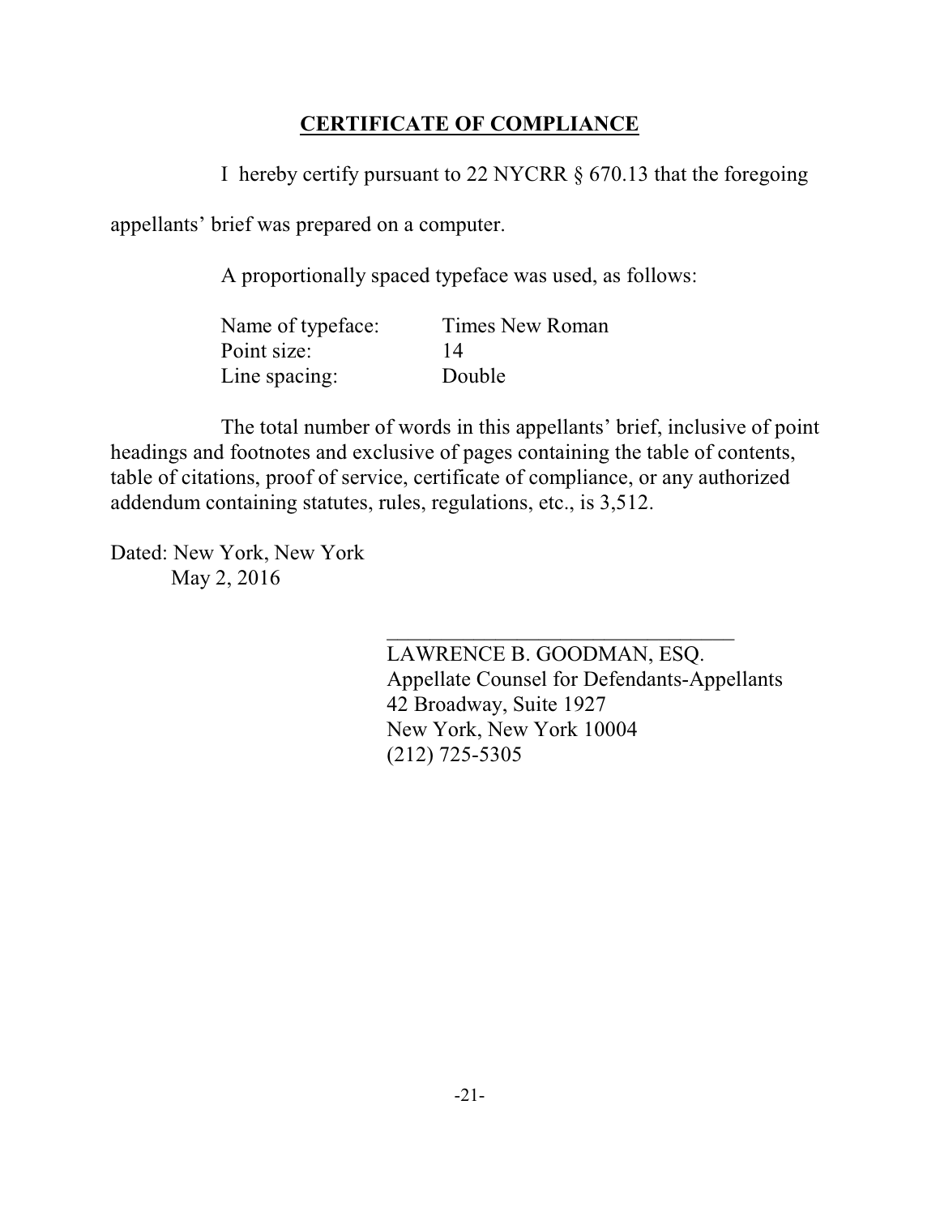**CERTIFICATE OF COMPLIANCE**

I hereby certify pursuant to 22 NYCRR § 670.13 that the foregoing appellants' brief was prepared on a computer.

A proportionally spaced typeface was used, as follows:

Name of typeface: Times New Roman
Point size: 14
Line spacing: Double

The total number of words in this appellants' brief, inclusive of point headings and footnotes and exclusive of pages containing the table of contents, table of citations, proof of service, certificate of compliance, or any authorized addendum containing statutes, rules, regulations, etc., is 3,512.

Dated: New York, New York
May 2, 2016

\_\_\_\_\_\_\_\_\_\_\_\_\_\_\_\_\_\_\_\_\_\_\_\_\_\_\_\_\_\_\_\_\_\_
LAWRENCE B. GOODMAN, ESQ.
Appellate Counsel for Defendants-Appellants
42 Broadway, Suite 1927
New York, New York 10004
(212) 725-5305